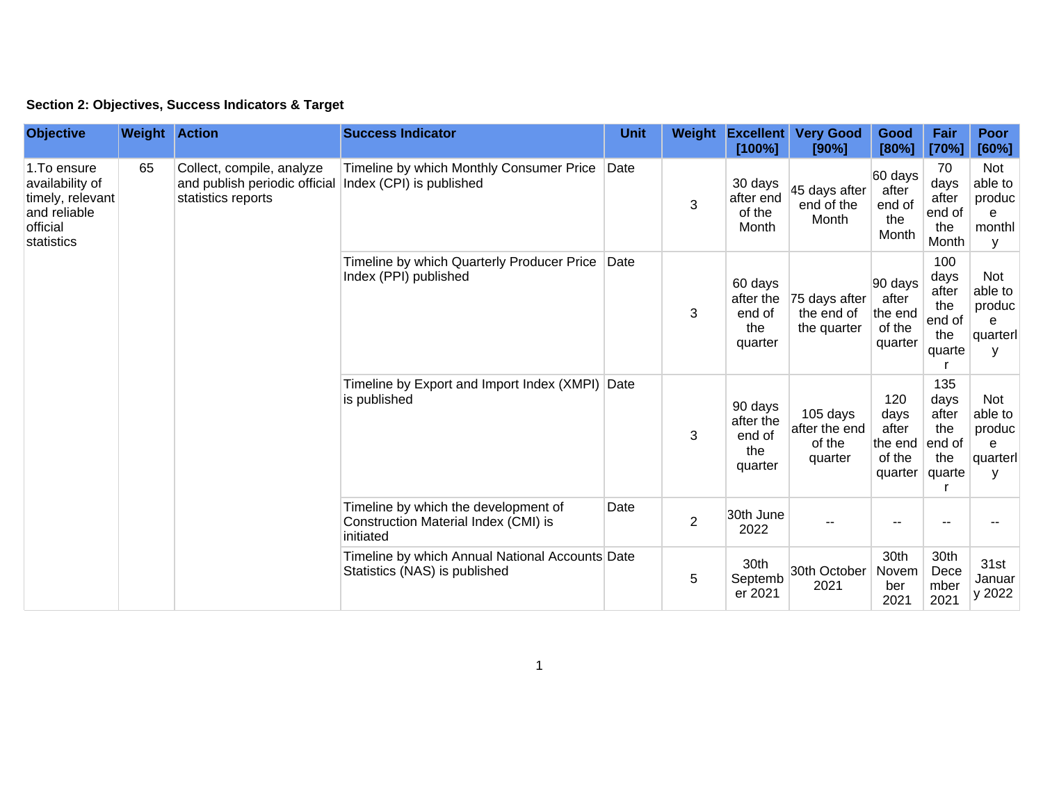**Section 2: Objectives, Success Indicators & Target**

| Objective | Weight | Action | Success Indicator | Unit | Weight | Excellent [100%] | Very Good [90%] | Good [80%] | Fair [70%] | Poor [60%] |
|---|---|---|---|---|---|---|---|---|---|---|
| 1.To ensure availability of timely, relevant and reliable official statistics | 65 | Collect, compile, analyze and publish periodic official statistics reports | Timeline by which Monthly Consumer Price Index (CPI) is published | Date | 3 | 30 days after end of the Month | 45 days after end of the Month | 60 days after end of the Month | 70 days after end of the Month | Not able to produce monthly |
| | | | Timeline by which Quarterly Producer Price Index (PPI) published | Date | 3 | 60 days after the end of the quarter | 75 days after the end of the quarter | 90 days after the end of the quarter | 100 days after the end of the quarter | Not able to produce quarterly |
| | | | Timeline by Export and Import Index (XMPI) is published | Date | 3 | 90 days after the end of the quarter | 105 days after the end of the quarter | 120 days after the end of the quarter | 135 days after the end of the quarter | Not able to produce quarterly |
| | | | Timeline by which the development of Construction Material Index (CMI) is initiated | Date | 2 | 30th June 2022 | -- | -- | -- | -- |
| | | | Timeline by which Annual National Accounts Statistics (NAS) is published | Date | 5 | 30th September 2021 | 30th October 2021 | 30th November 2021 | 30th December 2021 | 31st January 2022 |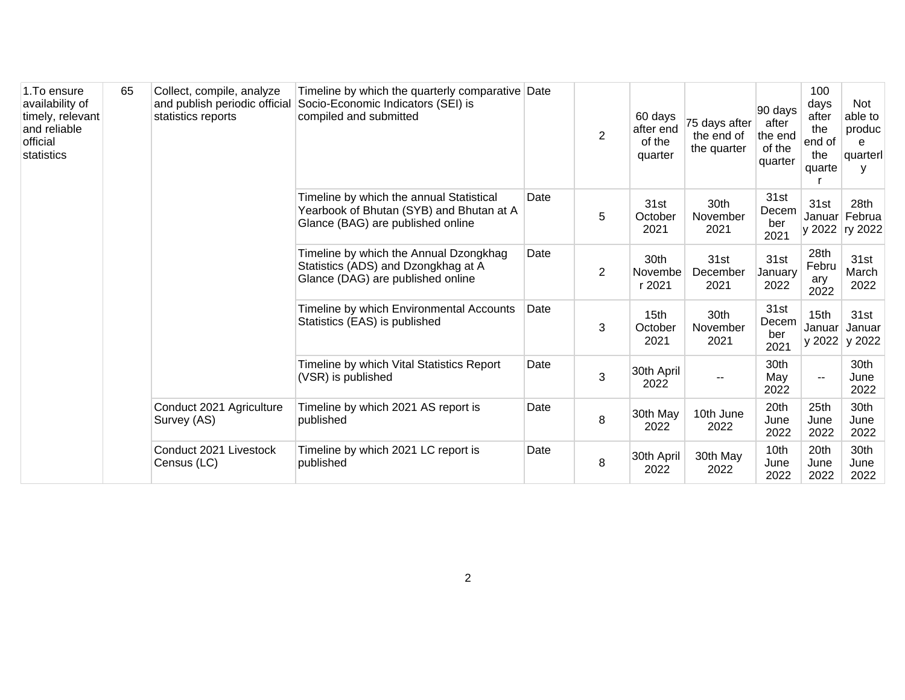| | | | | | | | | | | |
|---|---|---|---|---|---|---|---|---|---|---|
| 1.To ensure availability of timely, relevant and reliable official statistics | 65 | Collect, compile, analyze and publish periodic official statistics reports | Timeline by which the quarterly comparative Socio-Economic Indicators (SEI) is compiled and submitted | Date | 2 | 60 days after end of the quarter | 75 days after the end of the quarter | 90 days after the end of the quarter | 100 days after the end of the quarter | Not able to produce quarterly |
| | | | Timeline by which the annual Statistical Yearbook of Bhutan (SYB) and Bhutan at A Glance (BAG) are published online | Date | 5 | 31st October 2021 | 30th November 2021 | 31st December 2021 | 31st January 2022 | 28th February 2022 |
| | | | Timeline by which the Annual Dzongkhag Statistics (ADS) and Dzongkhag at A Glance (DAG) are published online | Date | 2 | 30th November 2021 | 31st December 2021 | 31st January 2022 | 28th February 2022 | 31st March 2022 |
| | | | Timeline by which Environmental Accounts Statistics (EAS) is published | Date | 3 | 15th October 2021 | 30th November 2021 | 31st December 2021 | 15th January 2022 | 31st January 2022 |
| | | | Timeline by which Vital Statistics Report (VSR) is published | Date | 3 | 30th April 2022 | -- | 30th May 2022 | -- | 30th June 2022 |
| | | Conduct 2021 Agriculture Survey (AS) | Timeline by which 2021 AS report is published | Date | 8 | 30th May 2022 | 10th June 2022 | 20th June 2022 | 25th June 2022 | 30th June 2022 |
| | | Conduct 2021 Livestock Census (LC) | Timeline by which 2021 LC report is published | Date | 8 | 30th April 2022 | 30th May 2022 | 10th June 2022 | 20th June 2022 | 30th June 2022 |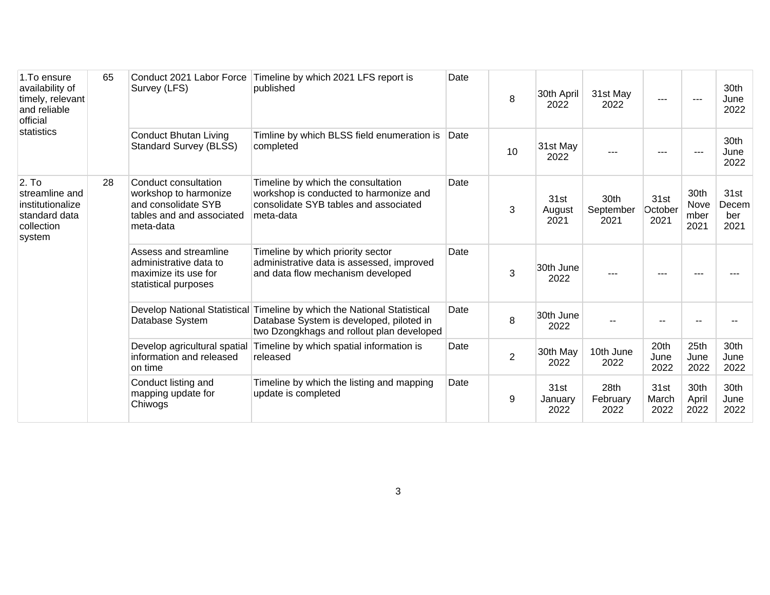| 1.To ensure availability of timely, relevant and reliable official statistics | 65 | Conduct 2021 Labor Force Survey (LFS) | Timeline by which 2021 LFS report is published | Date | 8 | 30th April 2022 | 31st May 2022 | --- | --- | 30th June 2022 |
|---|---|---|---|---|---|---|---|---|---|---|
| | | Conduct Bhutan Living Standard Survey (BLSS) | Timline by which BLSS field enumeration is completed | Date | 10 | 31st May 2022 | --- | --- | --- | 30th June 2022 |
| 2. To streamline and institutionalize standard data collection system | 28 | Conduct consultation workshop to harmonize and consolidate SYB tables and and associated meta-data | Timeline by which the consultation workshop is conducted to harmonize and consolidate SYB tables and associated meta-data | Date | 3 | 31st August 2021 | 30th September 2021 | 31st October 2021 | 30th November 2021 | 31st December 2021 |
| | | Assess and streamline administrative data to maximize its use for statistical purposes | Timeline by which priority sector administrative data is assessed, improved and data flow mechanism developed | Date | 3 | 30th June 2022 | --- | --- | --- | --- |
| | | Develop National Statistical Database System | Timeline by which the National Statistical Database System is developed, piloted in two Dzongkhags and rollout plan developed | Date | 8 | 30th June 2022 | -- | -- | -- | -- |
| | | Develop agricultural spatial information and released on time | Timeline by which spatial information is released | Date | 2 | 30th May 2022 | 10th June 2022 | 20th June 2022 | 25th June 2022 | 30th June 2022 |
| | | Conduct listing and mapping update for Chiwogs | Timeline by which the listing and mapping update is completed | Date | 9 | 31st January 2022 | 28th February 2022 | 31st March 2022 | 30th April 2022 | 30th June 2022 |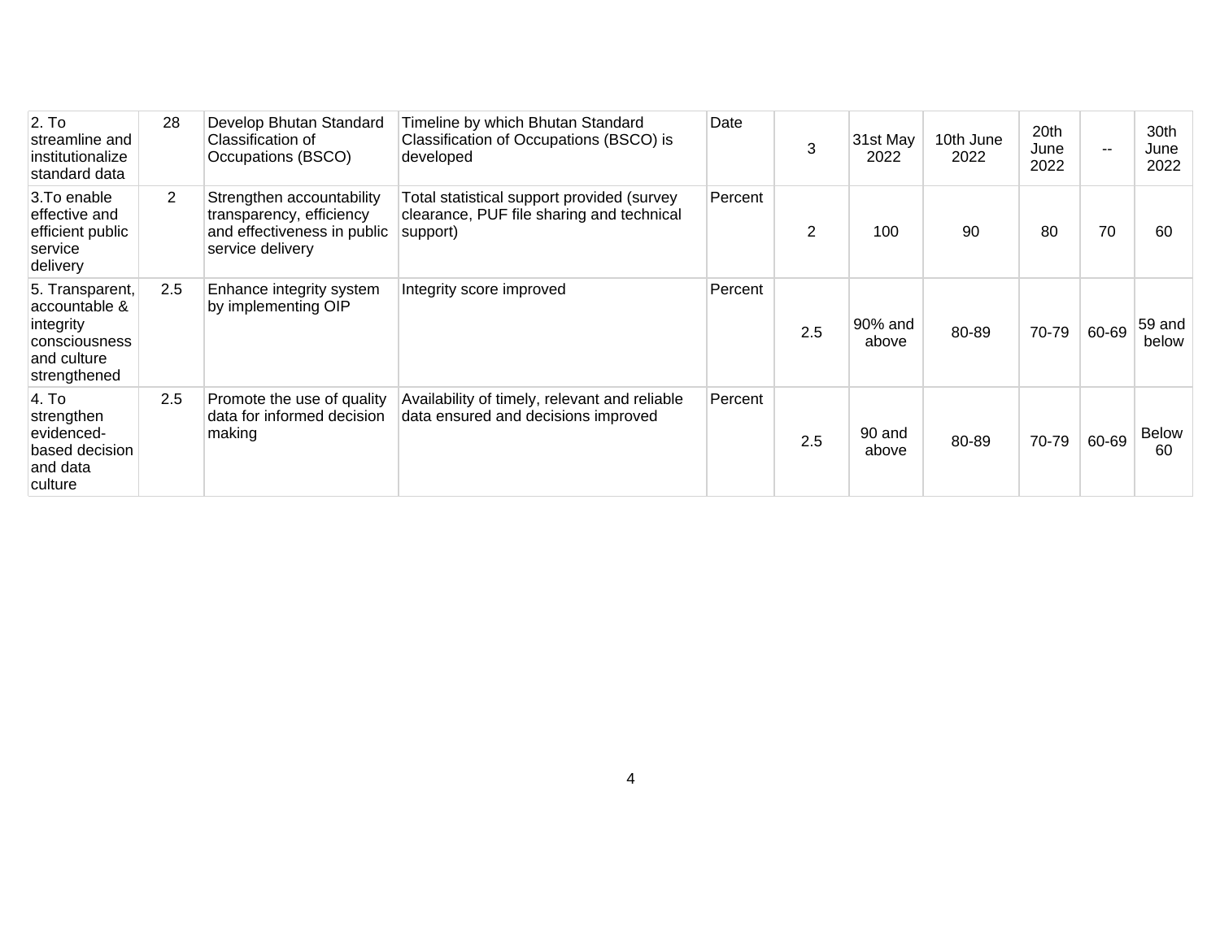| | | | | | | | | | | |
|---|---|---|---|---|---|---|---|---|---|---|
| 2. To streamline and institutionalize standard data | 28 | Develop Bhutan Standard Classification of Occupations (BSCO) | Timeline by which Bhutan Standard Classification of Occupations (BSCO) is developed | Date | 3 | 31st May 2022 | 10th June 2022 | 20th June 2022 | -- | 30th June 2022 |
| 3.To enable effective and efficient public service delivery | 2 | Strengthen accountability transparency, efficiency and effectiveness in public service delivery | Total statistical support provided (survey clearance, PUF file sharing and technical support) | Percent | 2 | 100 | 90 | 80 | 70 | 60 |
| 5. Transparent, accountable & integrity consciousness and culture strengthened | 2.5 | Enhance integrity system by implementing OIP | Integrity score improved | Percent | 2.5 | 90% and above | 80-89 | 70-79 | 60-69 | 59 and below |
| 4. To strengthen evidenced-based decision and data culture | 2.5 | Promote the use of quality data for informed decision making | Availability of timely, relevant and reliable data ensured and decisions improved | Percent | 2.5 | 90 and above | 80-89 | 70-79 | 60-69 | Below 60 |